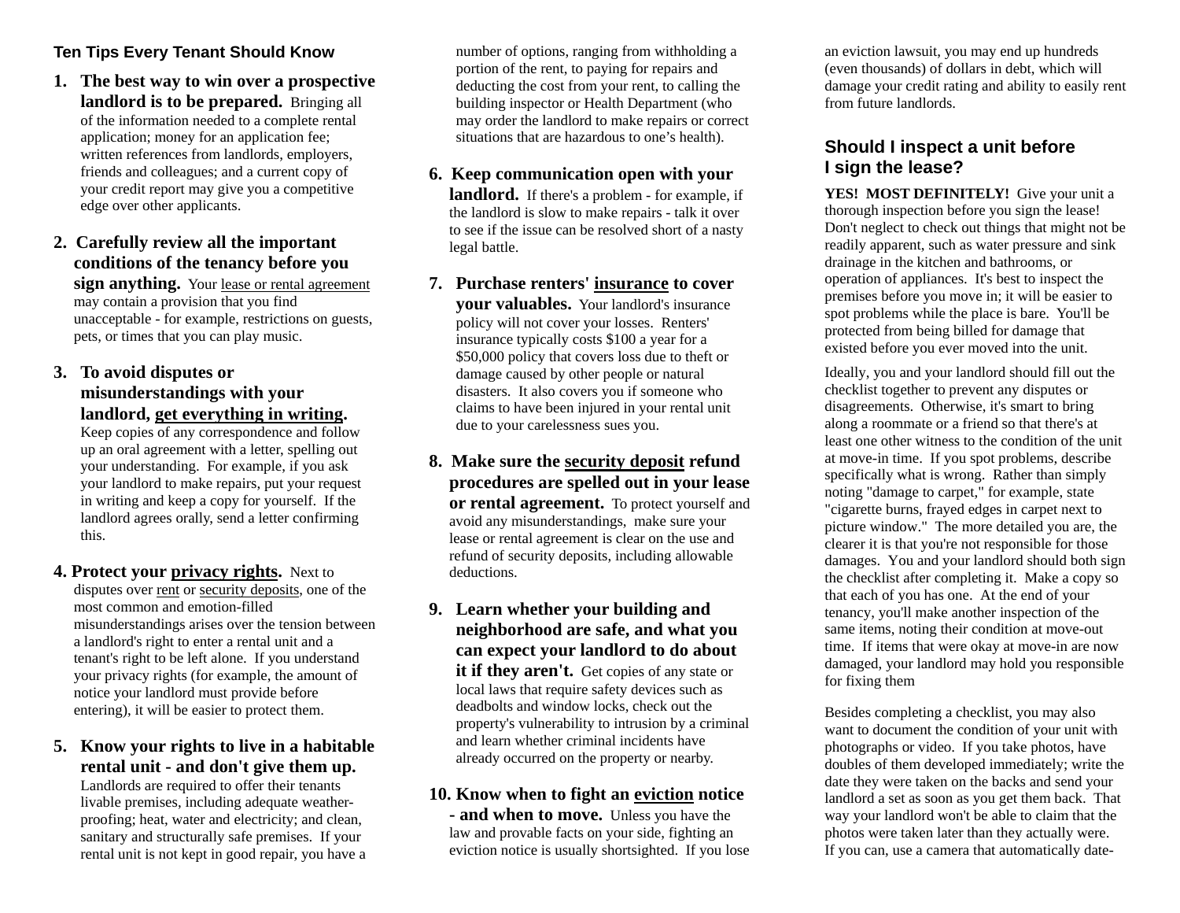## Ten Tips Every Tenant Should Know

1. **The best way to win over a prospective landlord is to be prepared.** Bringing all of the information needed to a complete rental application; money for an application fee; written references from landlords, employers, friends and colleagues; and a current copy of your credit report may give you a competitive edge over other applicants.

2. **Carefully review all the important conditions of the tenancy before you sign anything.** Your lease or rental agreement may contain a provision that you find unacceptable - for example, restrictions on guests, pets, or times that you can play music.

3. **To avoid disputes or misunderstandings with your landlord, get everything in writing.** Keep copies of any correspondence and follow up an oral agreement with a letter, spelling out your understanding. For example, if you ask your landlord to make repairs, put your request in writing and keep a copy for yourself. If the landlord agrees orally, send a letter confirming this.

4. **Protect your privacy rights.** Next to disputes over rent or security deposits, one of the most common and emotion-filled misunderstandings arises over the tension between a landlord's right to enter a rental unit and a tenant's right to be left alone. If you understand your privacy rights (for example, the amount of notice your landlord must provide before entering), it will be easier to protect them.

5. **Know your rights to live in a habitable rental unit - and don't give them up.** Landlords are required to offer their tenants livable premises, including adequate weather-proofing; heat, water and electricity; and clean, sanitary and structurally safe premises. If your rental unit is not kept in good repair, you have a number of options, ranging from withholding a portion of the rent, to paying for repairs and deducting the cost from your rent, to calling the building inspector or Health Department (who may order the landlord to make repairs or correct situations that are hazardous to one's health).

6. **Keep communication open with your landlord.** If there's a problem - for example, if the landlord is slow to make repairs - talk it over to see if the issue can be resolved short of a nasty legal battle.

7. **Purchase renters' insurance to cover your valuables.** Your landlord's insurance policy will not cover your losses. Renters' insurance typically costs $100 a year for a $50,000 policy that covers loss due to theft or damage caused by other people or natural disasters. It also covers you if someone who claims to have been injured in your rental unit due to your carelessness sues you.

8. **Make sure the security deposit refund procedures are spelled out in your lease or rental agreement.** To protect yourself and avoid any misunderstandings, make sure your lease or rental agreement is clear on the use and refund of security deposits, including allowable deductions.

9. **Learn whether your building and neighborhood are safe, and what you can expect your landlord to do about it if they aren't.** Get copies of any state or local laws that require safety devices such as deadbolts and window locks, check out the property's vulnerability to intrusion by a criminal and learn whether criminal incidents have already occurred on the property or nearby.

10. **Know when to fight an eviction notice - and when to move.** Unless you have the law and provable facts on your side, fighting an eviction notice is usually shortsighted. If you lose an eviction lawsuit, you may end up hundreds (even thousands) of dollars in debt, which will damage your credit rating and ability to easily rent from future landlords.

## Should I inspect a unit before I sign the lease?

**YES! MOST DEFINITELY!** Give your unit a thorough inspection before you sign the lease! Don't neglect to check out things that might not be readily apparent, such as water pressure and sink drainage in the kitchen and bathrooms, or operation of appliances. It's best to inspect the premises before you move in; it will be easier to spot problems while the place is bare. You'll be protected from being billed for damage that existed before you ever moved into the unit.

Ideally, you and your landlord should fill out the checklist together to prevent any disputes or disagreements. Otherwise, it's smart to bring along a roommate or a friend so that there's at least one other witness to the condition of the unit at move-in time. If you spot problems, describe specifically what is wrong. Rather than simply noting "damage to carpet," for example, state "cigarette burns, frayed edges in carpet next to picture window." The more detailed you are, the clearer it is that you're not responsible for those damages. You and your landlord should both sign the checklist after completing it. Make a copy so that each of you has one. At the end of your tenancy, you'll make another inspection of the same items, noting their condition at move-out time. If items that were okay at move-in are now damaged, your landlord may hold you responsible for fixing them

Besides completing a checklist, you may also want to document the condition of your unit with photographs or video. If you take photos, have doubles of them developed immediately; write the date they were taken on the backs and send your landlord a set as soon as you get them back. That way your landlord won't be able to claim that the photos were taken later than they actually were. If you can, use a camera that automatically date-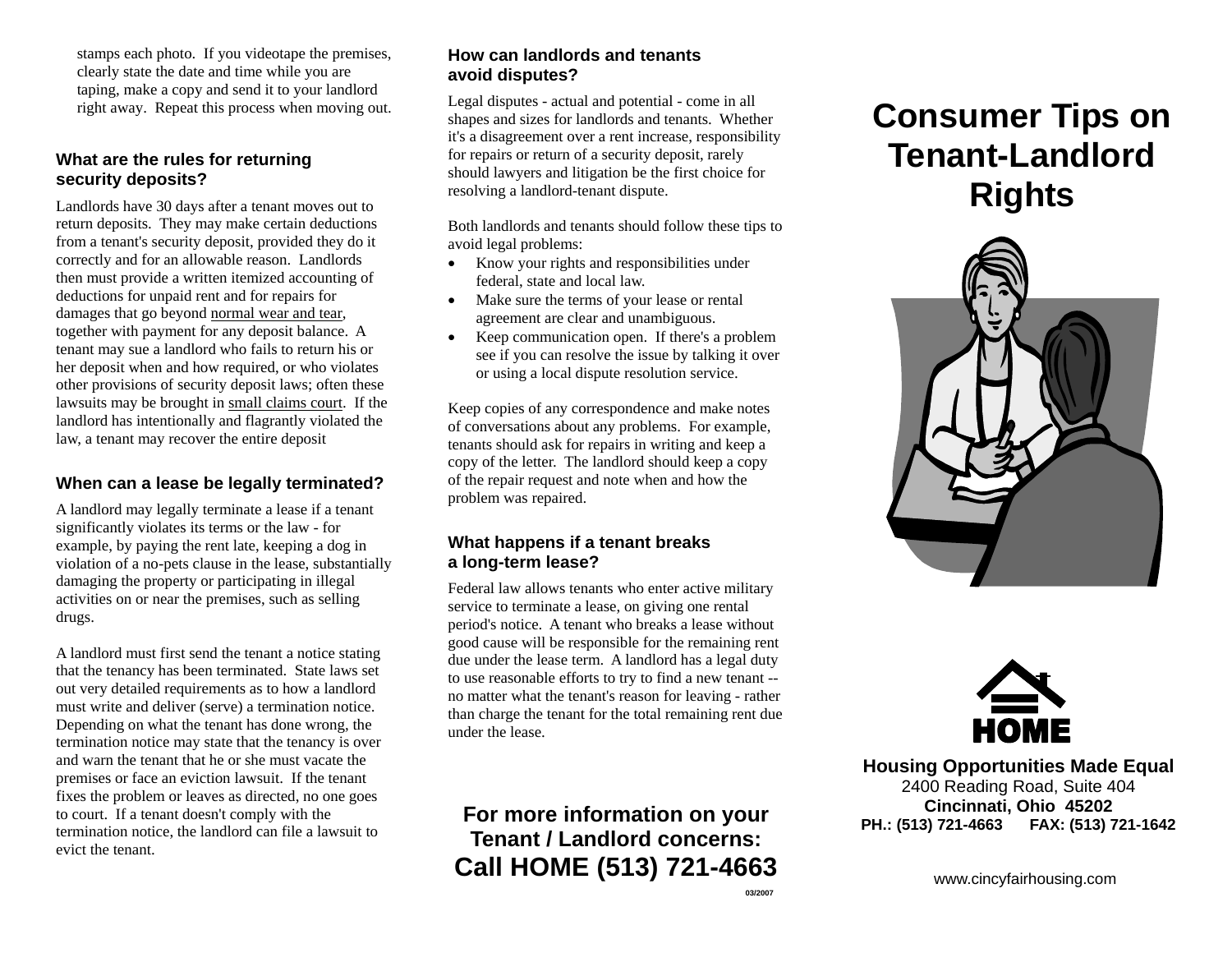stamps each photo. If you videotape the premises, clearly state the date and time while you are taping, make a copy and send it to your landlord right away. Repeat this process when moving out.

### What are the rules for returning security deposits?

Landlords have 30 days after a tenant moves out to return deposits. They may make certain deductions from a tenant's security deposit, provided they do it correctly and for an allowable reason. Landlords then must provide a written itemized accounting of deductions for unpaid rent and for repairs for damages that go beyond normal wear and tear, together with payment for any deposit balance. A tenant may sue a landlord who fails to return his or her deposit when and how required, or who violates other provisions of security deposit laws; often these lawsuits may be brought in small claims court. If the landlord has intentionally and flagrantly violated the law, a tenant may recover the entire deposit

### When can a lease be legally terminated?

A landlord may legally terminate a lease if a tenant significantly violates its terms or the law - for example, by paying the rent late, keeping a dog in violation of a no-pets clause in the lease, substantially damaging the property or participating in illegal activities on or near the premises, such as selling drugs.

A landlord must first send the tenant a notice stating that the tenancy has been terminated. State laws set out very detailed requirements as to how a landlord must write and deliver (serve) a termination notice. Depending on what the tenant has done wrong, the termination notice may state that the tenancy is over and warn the tenant that he or she must vacate the premises or face an eviction lawsuit. If the tenant fixes the problem or leaves as directed, no one goes to court. If a tenant doesn't comply with the termination notice, the landlord can file a lawsuit to evict the tenant.

### How can landlords and tenants avoid disputes?

Legal disputes - actual and potential - come in all shapes and sizes for landlords and tenants. Whether it's a disagreement over a rent increase, responsibility for repairs or return of a security deposit, rarely should lawyers and litigation be the first choice for resolving a landlord-tenant dispute.

Both landlords and tenants should follow these tips to avoid legal problems:

- Know your rights and responsibilities under federal, state and local law.
- Make sure the terms of your lease or rental agreement are clear and unambiguous.
- Keep communication open. If there's a problem see if you can resolve the issue by talking it over or using a local dispute resolution service.

Keep copies of any correspondence and make notes of conversations about any problems. For example, tenants should ask for repairs in writing and keep a copy of the letter. The landlord should keep a copy of the repair request and note when and how the problem was repaired.

### What happens if a tenant breaks a long-term lease?

Federal law allows tenants who enter active military service to terminate a lease, on giving one rental period's notice. A tenant who breaks a lease without good cause will be responsible for the remaining rent due under the lease term. A landlord has a legal duty to use reasonable efforts to try to find a new tenant -- no matter what the tenant's reason for leaving - rather than charge the tenant for the total remaining rent due under the lease.

**For more information on your Tenant / Landlord concerns:**
**Call HOME (513) 721-4663**

03/2007

# Consumer Tips on Tenant-Landlord Rights

HOME

**Housing Opportunities Made Equal**
2400 Reading Road, Suite 404
**Cincinnati, Ohio 45202**
**PH.: (513) 721-4663 FAX: (513) 721-1642**

www.cincyfairhousing.com